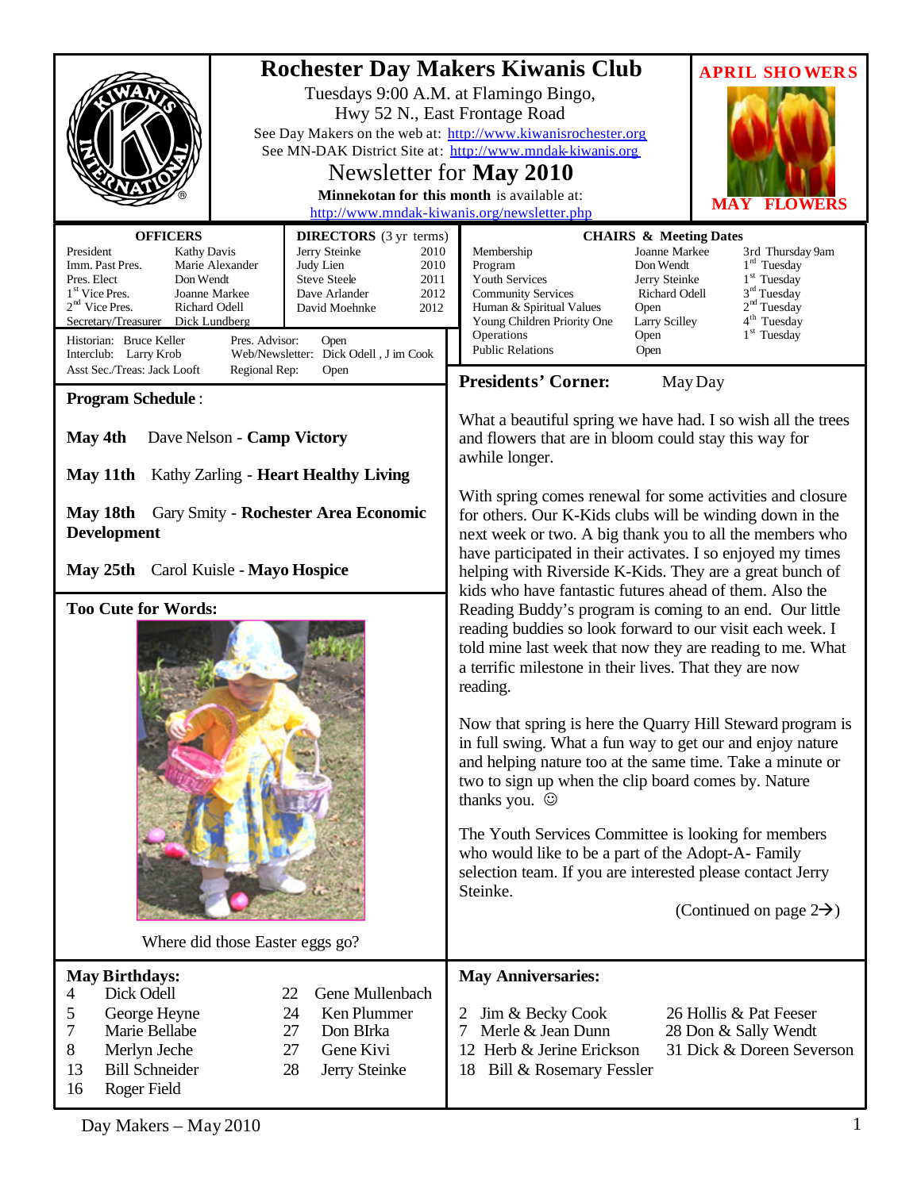# Rochester Day Makers Kiwanis Club

Tuesdays 9:00 A.M. at Flamingo Bingo,
Hwy 52 N., East Frontage Road

See Day Makers on the web at: http://www.kiwanisrochester.org
See MN-DAK District Site at: http://www.mndak-kiwanis.org

## Newsletter for May 2010

**Minnekotan for this month** is available at:
http://www.mndak-kiwanis.org/newsletter.php

**APRIL SHOWERS**

**MAY FLOWERS**

**OFFICERS**

| | |
|---|---|
| President | Kathy Davis |
| Imm. Past Pres. | Marie Alexander |
| Pres. Elect | Don Wendt |
| 1st Vice Pres. | Joanne Markee |
| 2nd Vice Pres. | Richard Odell |
| Secretary/Treasurer | Dick Lundberg |

**DIRECTORS** (3 yr terms)

| | |
|---|---|
| Jerry Steinke | 2010 |
| Judy Lien | 2010 |
| Steve Steele | 2011 |
| Dave Arlander | 2012 |
| David Moehnke | 2012 |

| | | | |
|---|---|---|---|
| Historian: | Bruce Keller | Pres. Advisor: | Open |
| Interclub: | Larry Krob | Web/Newsletter: | Dick Odell , J im Cook |
| Asst Sec./Treas: | Jack Looft | Regional Rep: | Open |

**CHAIRS & Meeting Dates**

| | | |
|---|---|---|
| Membership | Joanne Markee | 3rd Thursday 9am |
| Program | Don Wendt | 1st Tuesday |
| Youth Services | Jerry Steinke | 1st Tuesday |
| Community Services | Richard Odell | 3rd Tuesday |
| Human & Spiritual Values | Open | 2nd Tuesday |
| Young Children Priority One | Larry Scilley | 4th Tuesday |
| Operations | Open | 1st Tuesday |
| Public Relations | Open | |

**Program Schedule**:

**May 4th** Dave Nelson - **Camp Victory**

**May 11th** Kathy Zarling - **Heart Healthy Living**

**May 18th** Gary Smity - **Rochester Area Economic Development**

**May 25th** Carol Kuisle - **Mayo Hospice**

**Too Cute for Words:**

Where did those Easter eggs go?

**Presidents' Corner:** May Day

What a beautiful spring we have had. I so wish all the trees and flowers that are in bloom could stay this way for awhile longer.

With spring comes renewal for some activities and closure for others. Our K-Kids clubs will be winding down in the next week or two. A big thank you to all the members who have participated in their activates. I so enjoyed my times helping with Riverside K-Kids. They are a great bunch of kids who have fantastic futures ahead of them. Also the Reading Buddy's program is coming to an end. Our little reading buddies so look forward to our visit each week. I told mine last week that now they are reading to me. What a terrific milestone in their lives. That they are now reading.

Now that spring is here the Quarry Hill Steward program is in full swing. What a fun way to get our and enjoy nature and helping nature too at the same time. Take a minute or two to sign up when the clip board comes by. Nature thanks you. ☺

The Youth Services Committee is looking for members who would like to be a part of the Adopt-A- Family selection team. If you are interested please contact Jerry Steinke.

(Continued on page 2→)

**May Birthdays:**

| | | | |
|---|---|---|---|
| 4 | Dick Odell | 22 | Gene Mullenbach |
| 5 | George Heyne | 24 | Ken Plummer |
| 7 | Marie Bellabe | 27 | Don BIrka |
| 8 | Merlyn Jeche | 27 | Gene Kivi |
| 13 | Bill Schneider | 28 | Jerry Steinke |
| 16 | Roger Field | | |

**May Anniversaries:**

| | |
|---|---|
| 2 Jim & Becky Cook | 26 Hollis & Pat Feeser |
| 7 Merle & Jean Dunn | 28 Don & Sally Wendt |
| 12 Herb & Jerine Erickson | 31 Dick & Doreen Severson |
| 18 Bill & Rosemary Fessler | |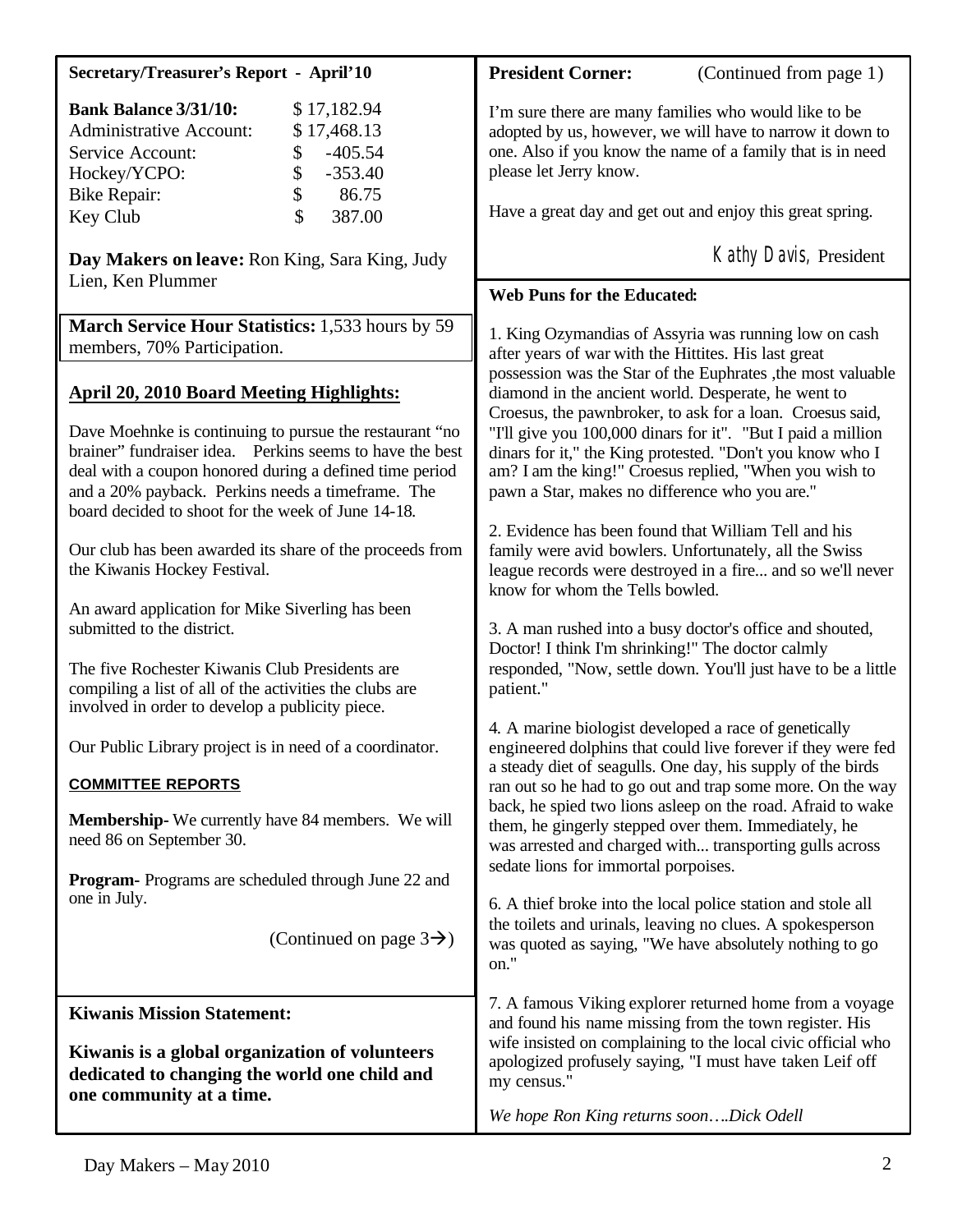## Secretary/Treasurer's Report - April'10

| | |
|---|---|
| **Bank Balance 3/31/10:** | $ 17,182.94 |
| Administrative Account: | $ 17,468.13 |
| Service Account: | $ -405.54 |
| Hockey/YCPO: | $ -353.40 |
| Bike Repair: | $ 86.75 |
| Key Club | $ 387.00 |

**Day Makers on leave:** Ron King, Sara King, Judy Lien, Ken Plummer

**March Service Hour Statistics:** 1,533 hours by 59 members, 70% Participation.

## April 20, 2010 Board Meeting Highlights:

Dave Moehnke is continuing to pursue the restaurant "no brainer" fundraiser idea. Perkins seems to have the best deal with a coupon honored during a defined time period and a 20% payback. Perkins needs a timeframe. The board decided to shoot for the week of June 14-18.

Our club has been awarded its share of the proceeds from the Kiwanis Hockey Festival.

An award application for Mike Siverling has been submitted to the district.

The five Rochester Kiwanis Club Presidents are compiling a list of all of the activities the clubs are involved in order to develop a publicity piece.

Our Public Library project is in need of a coordinator.

### COMMITTEE REPORTS

**Membership-** We currently have 84 members. We will need 86 on September 30.

**Program-** Programs are scheduled through June 22 and one in July.

(Continued on page 3→)

## Kiwanis Mission Statement:

**Kiwanis is a global organization of volunteers dedicated to changing the world one child and one community at a time.**

## President Corner: (Continued from page 1)

I'm sure there are many families who would like to be adopted by us, however, we will have to narrow it down to one. Also if you know the name of a family that is in need please let Jerry know.

Have a great day and get out and enjoy this great spring.

Kathy Davis, President

## Web Puns for the Educated:

1. King Ozymandias of Assyria was running low on cash after years of war with the Hittites. His last great possession was the Star of the Euphrates ,the most valuable diamond in the ancient world. Desperate, he went to Croesus, the pawnbroker, to ask for a loan. Croesus said, "I'll give you 100,000 dinars for it". "But I paid a million dinars for it," the King protested. "Don't you know who I am? I am the king!" Croesus replied, "When you wish to pawn a Star, makes no difference who you are."

2. Evidence has been found that William Tell and his family were avid bowlers. Unfortunately, all the Swiss league records were destroyed in a fire... and so we'll never know for whom the Tells bowled.

3. A man rushed into a busy doctor's office and shouted, Doctor! I think I'm shrinking!" The doctor calmly responded, "Now, settle down. You'll just have to be a little patient."

4. A marine biologist developed a race of genetically engineered dolphins that could live forever if they were fed a steady diet of seagulls. One day, his supply of the birds ran out so he had to go out and trap some more. On the way back, he spied two lions asleep on the road. Afraid to wake them, he gingerly stepped over them. Immediately, he was arrested and charged with... transporting gulls across sedate lions for immortal porpoises.

6. A thief broke into the local police station and stole all the toilets and urinals, leaving no clues. A spokesperson was quoted as saying, "We have absolutely nothing to go on."

7. A famous Viking explorer returned home from a voyage and found his name missing from the town register. His wife insisted on complaining to the local civic official who apologized profusely saying, "I must have taken Leif off my census."

*We hope Ron King returns soon….Dick Odell*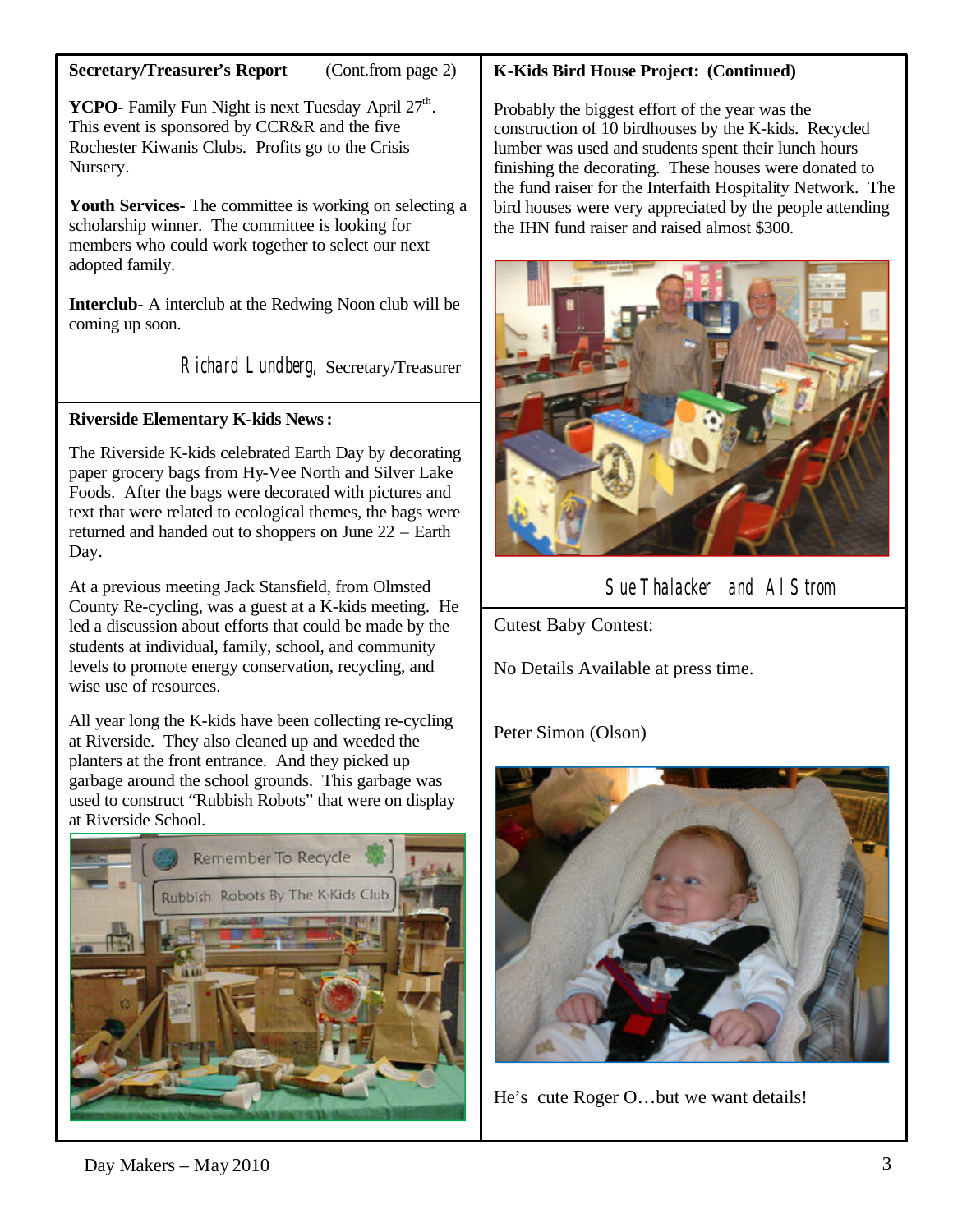**Secretary/Treasurer's Report** (Cont.from page 2)

**YCPO**- Family Fun Night is next Tuesday April 27th. This event is sponsored by CCR&R and the five Rochester Kiwanis Clubs. Profits go to the Crisis Nursery.

**Youth Services**- The committee is working on selecting a scholarship winner. The committee is looking for members who could work together to select our next adopted family.

**Interclub**- A interclub at the Redwing Noon club will be coming up soon.

Richard Lundberg, Secretary/Treasurer

**Riverside Elementary K-kids News:**

The Riverside K-kids celebrated Earth Day by decorating paper grocery bags from Hy-Vee North and Silver Lake Foods. After the bags were decorated with pictures and text that were related to ecological themes, the bags were returned and handed out to shoppers on June 22 – Earth Day.

At a previous meeting Jack Stansfield, from Olmsted County Re-cycling, was a guest at a K-kids meeting. He led a discussion about efforts that could be made by the students at individual, family, school, and community levels to promote energy conservation, recycling, and wise use of resources.

All year long the K-kids have been collecting re-cycling at Riverside. They also cleaned up and weeded the planters at the front entrance. And they picked up garbage around the school grounds. This garbage was used to construct "Rubbish Robots" that were on display at Riverside School.

**K-Kids Bird House Project: (Continued)**

Probably the biggest effort of the year was the construction of 10 birdhouses by the K-kids. Recycled lumber was used and students spent their lunch hours finishing the decorating. These houses were donated to the fund raiser for the Interfaith Hospitality Network. The bird houses were very appreciated by the people attending the IHN fund raiser and raised almost $300.

Sue Thalacker and Al Strom

Cutest Baby Contest:

No Details Available at press time.

Peter Simon (Olson)

He's cute Roger O…but we want details!